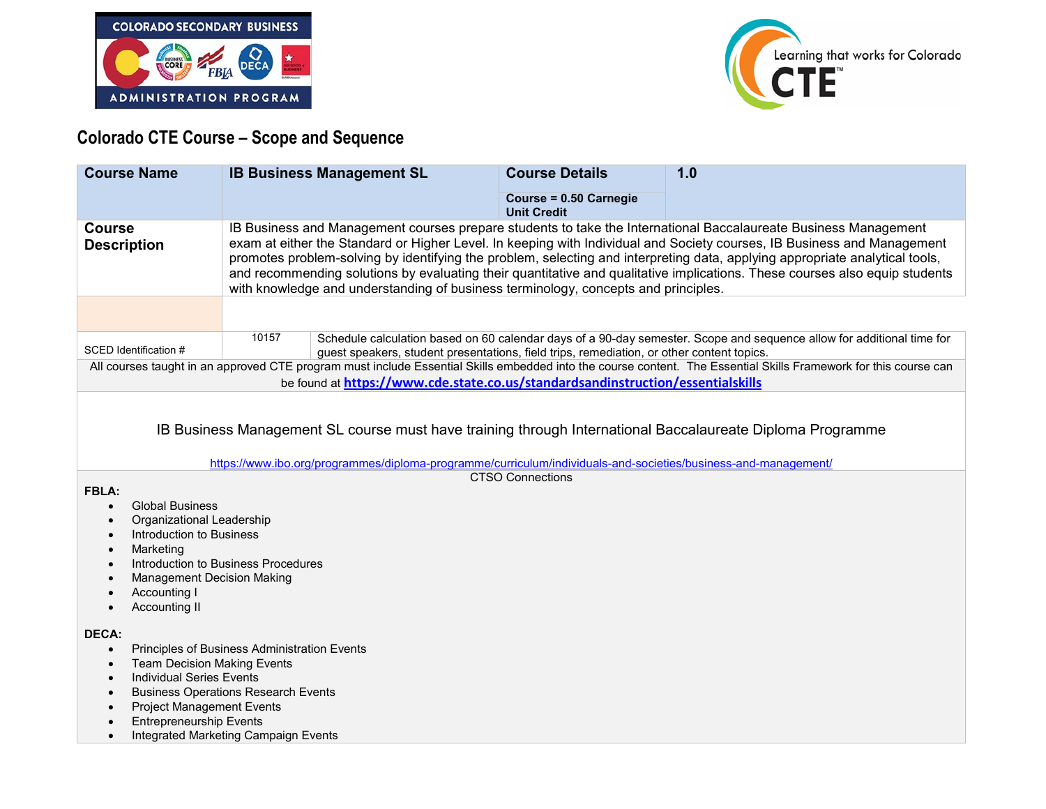## Colorado CTE Course – Scope and Sequence

| **Course Name** | **IB Business Management SL** | **Course Details** | **1.0** |
|---|---|---|---|
| | | **Course = 0.50 Carnegie Unit Credit** | |
| **Course Description** | IB Business and Management courses prepare students to take the International Baccalaureate Business Management exam at either the Standard or Higher Level. In keeping with Individual and Society courses, IB Business and Management promotes problem-solving by identifying the problem, selecting and interpreting data, applying appropriate analytical tools, and recommending solutions by evaluating their quantitative and qualitative implications. These courses also equip students with knowledge and understanding of business terminology, concepts and principles. | | |
| | | | |
| SCED Identification # | 10157 | Schedule calculation based on 60 calendar days of a 90-day semester. Scope and sequence allow for additional time for guest speakers, student presentations, field trips, remediation, or other content topics. | |

All courses taught in an approved CTE program must include Essential Skills embedded into the course content. The Essential Skills Framework for this course can be found at **https://www.cde.state.co.us/standardsandinstruction/essentialskills**

IB Business Management SL course must have training through International Baccalaureate Diploma Programme

https://www.ibo.org/programmes/diploma-programme/curriculum/individuals-and-societies/business-and-management/

CTSO Connections

**FBLA:**

- Global Business
- Organizational Leadership
- Introduction to Business
- Marketing
- Introduction to Business Procedures
- Management Decision Making
- Accounting I
- Accounting II

**DECA:**

- Principles of Business Administration Events
- Team Decision Making Events
- Individual Series Events
- Business Operations Research Events
- Project Management Events
- Entrepreneurship Events
- Integrated Marketing Campaign Events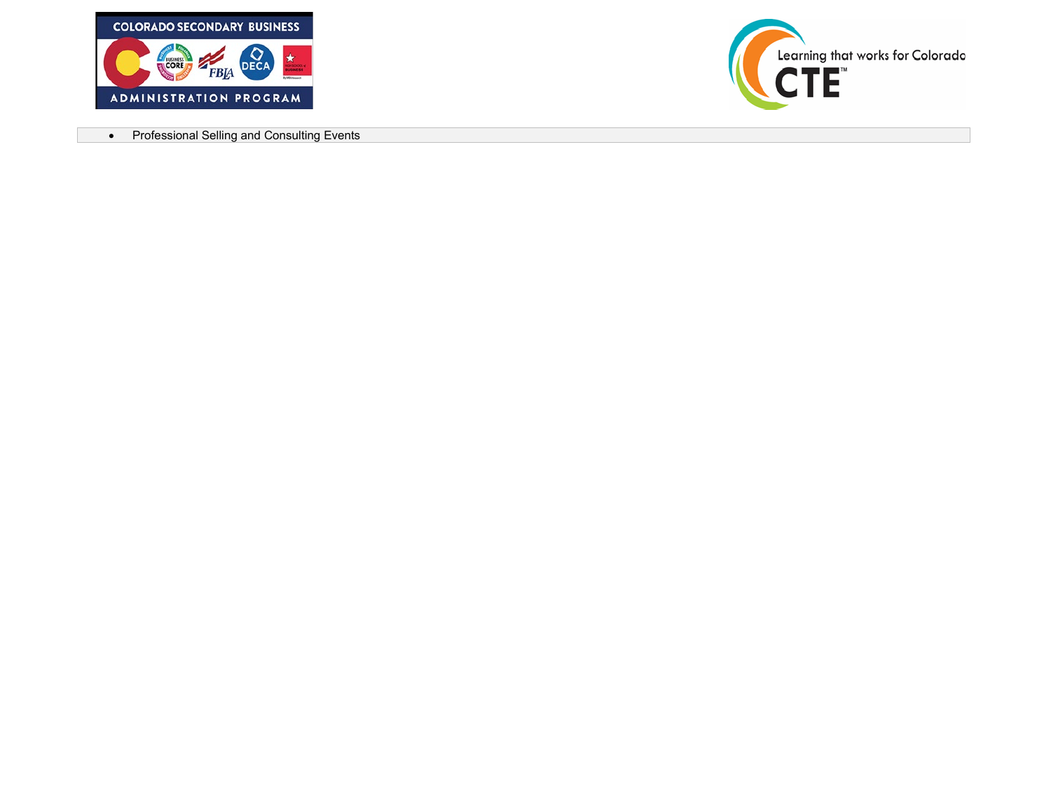- Professional Selling and Consulting Events